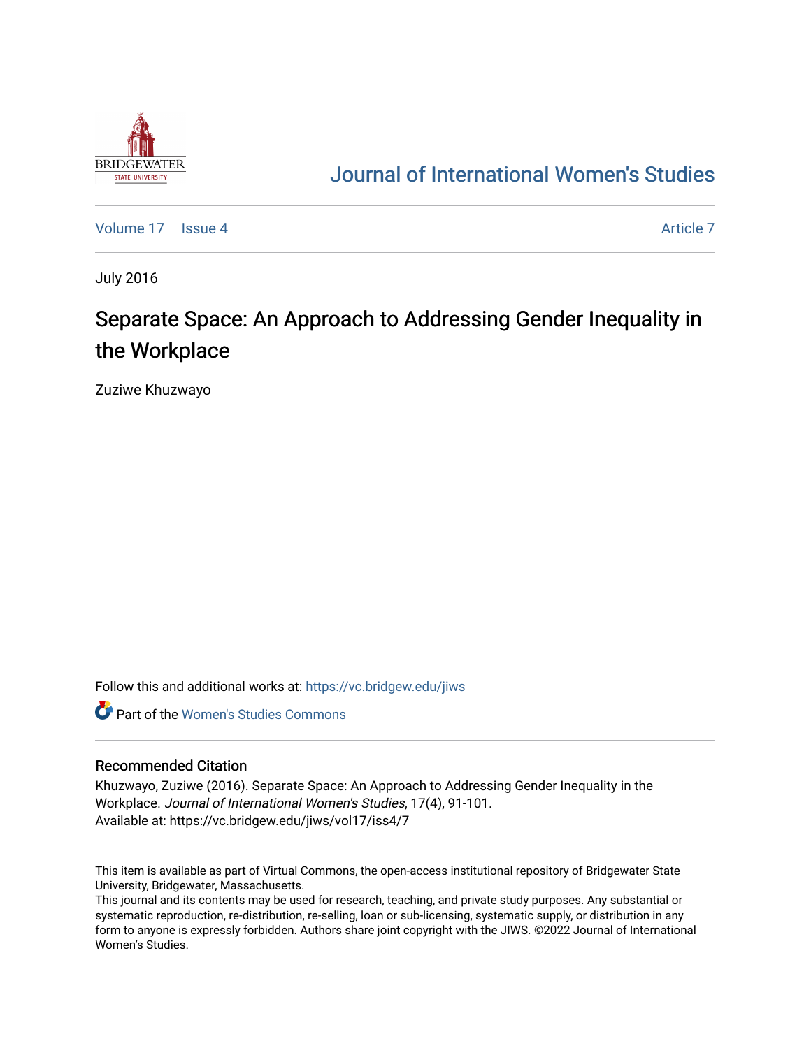# Journal of International Women's Studies

Volume 17 | Issue 4 | Article 7

July 2016

# Separate Space: An Approach to Addressing Gender Inequality in the Workplace

Zuziwe Khuzwayo

Follow this and additional works at: https://vc.bridgew.edu/jiws

Part of the Women's Studies Commons

## Recommended Citation

Khuzwayo, Zuziwe (2016). Separate Space: An Approach to Addressing Gender Inequality in the Workplace. *Journal of International Women's Studies*, 17(4), 91-101.
Available at: https://vc.bridgew.edu/jiws/vol17/iss4/7

This item is available as part of Virtual Commons, the open-access institutional repository of Bridgewater State University, Bridgewater, Massachusetts.
This journal and its contents may be used for research, teaching, and private study purposes. Any substantial or systematic reproduction, re-distribution, re-selling, loan or sub-licensing, systematic supply, or distribution in any form to anyone is expressly forbidden. Authors share joint copyright with the JIWS. ©2022 Journal of International Women's Studies.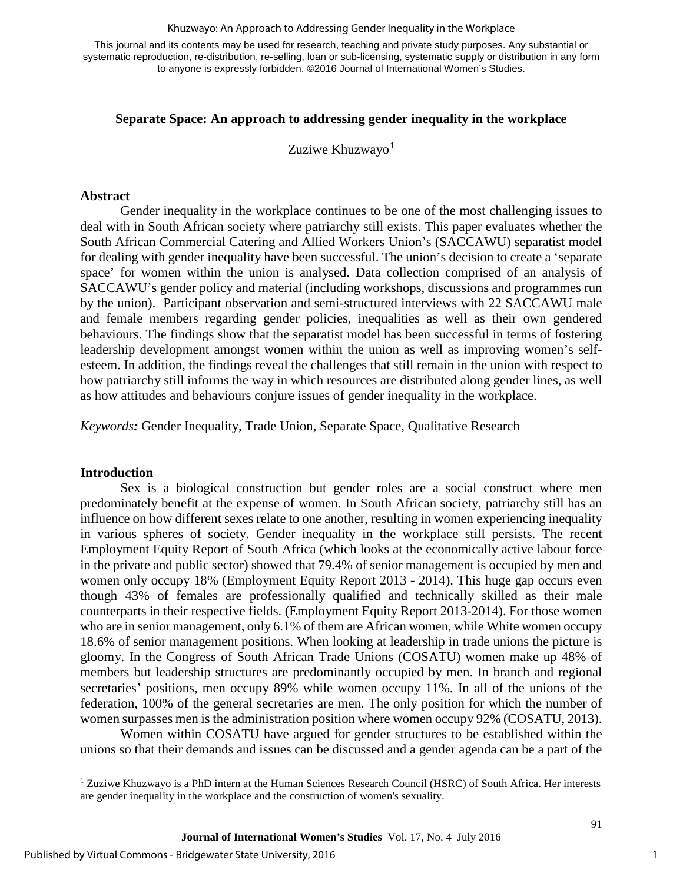This journal and its contents may be used for research, teaching and private study purposes. Any substantial or systematic reproduction, re-distribution, re-selling, loan or sub-licensing, systematic supply or distribution in any form to anyone is expressly forbidden. ©2016 Journal of International Women's Studies.

## Separate Space: An approach to addressing gender inequality in the workplace

Zuziwe Khuzwayo[1]

### Abstract

Gender inequality in the workplace continues to be one of the most challenging issues to deal with in South African society where patriarchy still exists. This paper evaluates whether the South African Commercial Catering and Allied Workers Union's (SACCAWU) separatist model for dealing with gender inequality have been successful. The union's decision to create a 'separate space' for women within the union is analysed. Data collection comprised of an analysis of SACCAWU's gender policy and material (including workshops, discussions and programmes run by the union). Participant observation and semi-structured interviews with 22 SACCAWU male and female members regarding gender policies, inequalities as well as their own gendered behaviours. The findings show that the separatist model has been successful in terms of fostering leadership development amongst women within the union as well as improving women's self-esteem. In addition, the findings reveal the challenges that still remain in the union with respect to how patriarchy still informs the way in which resources are distributed along gender lines, as well as how attitudes and behaviours conjure issues of gender inequality in the workplace.

*Keywords:* Gender Inequality, Trade Union, Separate Space, Qualitative Research

### Introduction

Sex is a biological construction but gender roles are a social construct where men predominately benefit at the expense of women. In South African society, patriarchy still has an influence on how different sexes relate to one another, resulting in women experiencing inequality in various spheres of society. Gender inequality in the workplace still persists. The recent Employment Equity Report of South Africa (which looks at the economically active labour force in the private and public sector) showed that 79.4% of senior management is occupied by men and women only occupy 18% (Employment Equity Report 2013 - 2014). This huge gap occurs even though 43% of females are professionally qualified and technically skilled as their male counterparts in their respective fields. (Employment Equity Report 2013-2014). For those women who are in senior management, only 6.1% of them are African women, while White women occupy 18.6% of senior management positions. When looking at leadership in trade unions the picture is gloomy. In the Congress of South African Trade Unions (COSATU) women make up 48% of members but leadership structures are predominantly occupied by men. In branch and regional secretaries' positions, men occupy 89% while women occupy 11%. In all of the unions of the federation, 100% of the general secretaries are men. The only position for which the number of women surpasses men is the administration position where women occupy 92% (COSATU, 2013).

Women within COSATU have argued for gender structures to be established within the unions so that their demands and issues can be discussed and a gender agenda can be a part of the

---

[1] Zuziwe Khuzwayo is a PhD intern at the Human Sciences Research Council (HSRC) of South Africa. Her interests are gender inequality in the workplace and the construction of women's sexuality.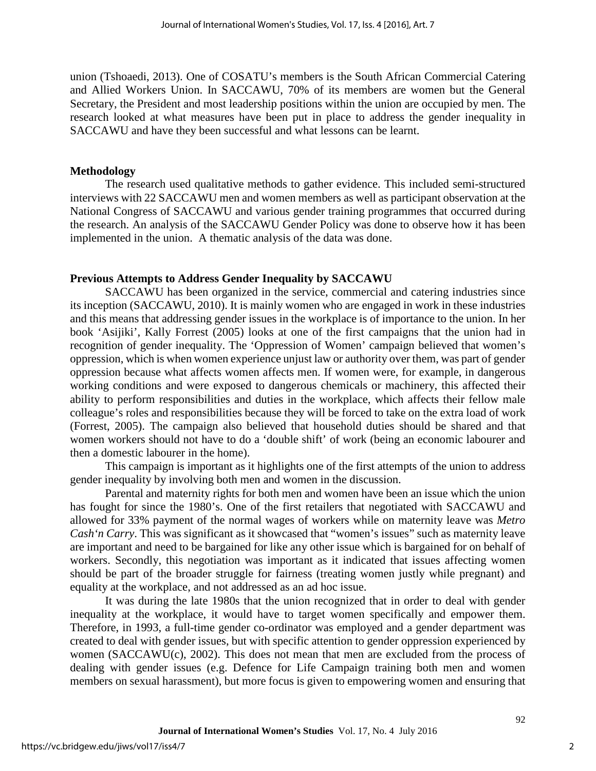union (Tshoaedi, 2013). One of COSATU's members is the South African Commercial Catering and Allied Workers Union. In SACCAWU, 70% of its members are women but the General Secretary, the President and most leadership positions within the union are occupied by men. The research looked at what measures have been put in place to address the gender inequality in SACCAWU and have they been successful and what lessons can be learnt.

## Methodology

The research used qualitative methods to gather evidence. This included semi-structured interviews with 22 SACCAWU men and women members as well as participant observation at the National Congress of SACCAWU and various gender training programmes that occurred during the research. An analysis of the SACCAWU Gender Policy was done to observe how it has been implemented in the union. A thematic analysis of the data was done.

## Previous Attempts to Address Gender Inequality by SACCAWU

SACCAWU has been organized in the service, commercial and catering industries since its inception (SACCAWU, 2010). It is mainly women who are engaged in work in these industries and this means that addressing gender issues in the workplace is of importance to the union. In her book 'Asijiki', Kally Forrest (2005) looks at one of the first campaigns that the union had in recognition of gender inequality. The 'Oppression of Women' campaign believed that women's oppression, which is when women experience unjust law or authority over them, was part of gender oppression because what affects women affects men. If women were, for example, in dangerous working conditions and were exposed to dangerous chemicals or machinery, this affected their ability to perform responsibilities and duties in the workplace, which affects their fellow male colleague's roles and responsibilities because they will be forced to take on the extra load of work (Forrest, 2005). The campaign also believed that household duties should be shared and that women workers should not have to do a 'double shift' of work (being an economic labourer and then a domestic labourer in the home).

This campaign is important as it highlights one of the first attempts of the union to address gender inequality by involving both men and women in the discussion.

Parental and maternity rights for both men and women have been an issue which the union has fought for since the 1980's. One of the first retailers that negotiated with SACCAWU and allowed for 33% payment of the normal wages of workers while on maternity leave was *Metro Cash'n Carry*. This was significant as it showcased that "women's issues" such as maternity leave are important and need to be bargained for like any other issue which is bargained for on behalf of workers. Secondly, this negotiation was important as it indicated that issues affecting women should be part of the broader struggle for fairness (treating women justly while pregnant) and equality at the workplace, and not addressed as an ad hoc issue.

It was during the late 1980s that the union recognized that in order to deal with gender inequality at the workplace, it would have to target women specifically and empower them. Therefore, in 1993, a full-time gender co-ordinator was employed and a gender department was created to deal with gender issues, but with specific attention to gender oppression experienced by women (SACCAWU(c), 2002). This does not mean that men are excluded from the process of dealing with gender issues (e.g. Defence for Life Campaign training both men and women members on sexual harassment), but more focus is given to empowering women and ensuring that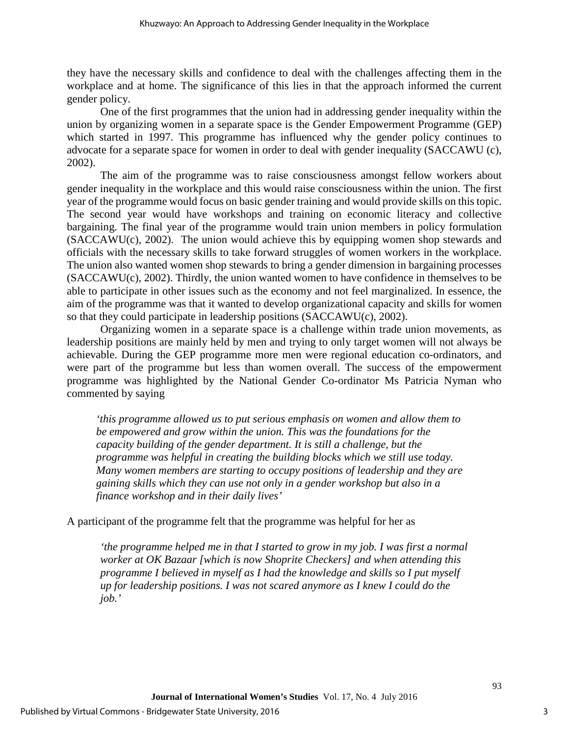they have the necessary skills and confidence to deal with the challenges affecting them in the workplace and at home. The significance of this lies in that the approach informed the current gender policy.

One of the first programmes that the union had in addressing gender inequality within the union by organizing women in a separate space is the Gender Empowerment Programme (GEP) which started in 1997. This programme has influenced why the gender policy continues to advocate for a separate space for women in order to deal with gender inequality (SACCAWU (c), 2002).

The aim of the programme was to raise consciousness amongst fellow workers about gender inequality in the workplace and this would raise consciousness within the union. The first year of the programme would focus on basic gender training and would provide skills on this topic. The second year would have workshops and training on economic literacy and collective bargaining. The final year of the programme would train union members in policy formulation (SACCAWU(c), 2002). The union would achieve this by equipping women shop stewards and officials with the necessary skills to take forward struggles of women workers in the workplace. The union also wanted women shop stewards to bring a gender dimension in bargaining processes (SACCAWU(c), 2002). Thirdly, the union wanted women to have confidence in themselves to be able to participate in other issues such as the economy and not feel marginalized. In essence, the aim of the programme was that it wanted to develop organizational capacity and skills for women so that they could participate in leadership positions (SACCAWU(c), 2002).

Organizing women in a separate space is a challenge within trade union movements, as leadership positions are mainly held by men and trying to only target women will not always be achievable. During the GEP programme more men were regional education co-ordinators, and were part of the programme but less than women overall. The success of the empowerment programme was highlighted by the National Gender Co-ordinator Ms Patricia Nyman who commented by saying

> *'this programme allowed us to put serious emphasis on women and allow them to be empowered and grow within the union. This was the foundations for the capacity building of the gender department. It is still a challenge, but the programme was helpful in creating the building blocks which we still use today. Many women members are starting to occupy positions of leadership and they are gaining skills which they can use not only in a gender workshop but also in a finance workshop and in their daily lives'*

A participant of the programme felt that the programme was helpful for her as

> *'the programme helped me in that I started to grow in my job. I was first a normal worker at OK Bazaar [which is now Shoprite Checkers] and when attending this programme I believed in myself as I had the knowledge and skills so I put myself up for leadership positions. I was not scared anymore as I knew I could do the job.'*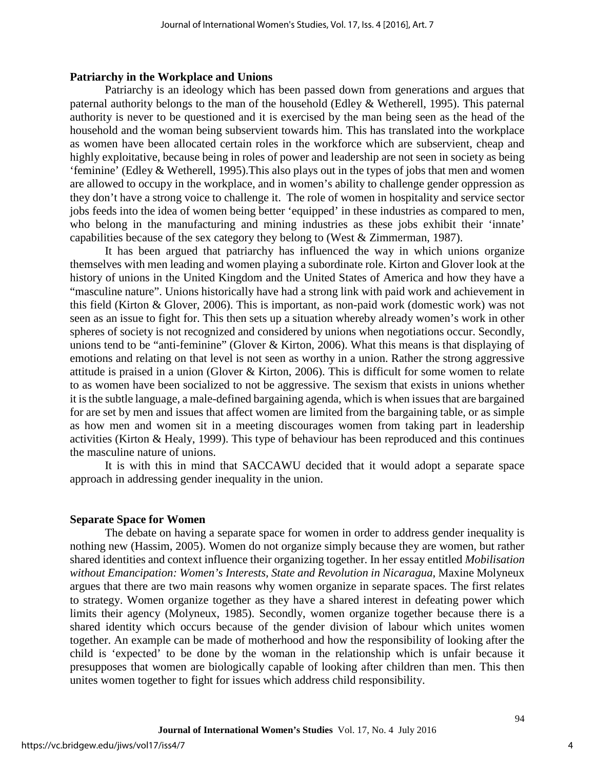## Patriarchy in the Workplace and Unions

Patriarchy is an ideology which has been passed down from generations and argues that paternal authority belongs to the man of the household (Edley & Wetherell, 1995). This paternal authority is never to be questioned and it is exercised by the man being seen as the head of the household and the woman being subservient towards him. This has translated into the workplace as women have been allocated certain roles in the workforce which are subservient, cheap and highly exploitative, because being in roles of power and leadership are not seen in society as being 'feminine' (Edley & Wetherell, 1995).This also plays out in the types of jobs that men and women are allowed to occupy in the workplace, and in women's ability to challenge gender oppression as they don't have a strong voice to challenge it. The role of women in hospitality and service sector jobs feeds into the idea of women being better 'equipped' in these industries as compared to men, who belong in the manufacturing and mining industries as these jobs exhibit their 'innate' capabilities because of the sex category they belong to (West & Zimmerman, 1987).

It has been argued that patriarchy has influenced the way in which unions organize themselves with men leading and women playing a subordinate role. Kirton and Glover look at the history of unions in the United Kingdom and the United States of America and how they have a "masculine nature". Unions historically have had a strong link with paid work and achievement in this field (Kirton & Glover, 2006). This is important, as non-paid work (domestic work) was not seen as an issue to fight for. This then sets up a situation whereby already women's work in other spheres of society is not recognized and considered by unions when negotiations occur. Secondly, unions tend to be "anti-feminine" (Glover & Kirton, 2006). What this means is that displaying of emotions and relating on that level is not seen as worthy in a union. Rather the strong aggressive attitude is praised in a union (Glover & Kirton, 2006). This is difficult for some women to relate to as women have been socialized to not be aggressive. The sexism that exists in unions whether it is the subtle language, a male-defined bargaining agenda, which is when issues that are bargained for are set by men and issues that affect women are limited from the bargaining table, or as simple as how men and women sit in a meeting discourages women from taking part in leadership activities (Kirton & Healy, 1999). This type of behaviour has been reproduced and this continues the masculine nature of unions.

It is with this in mind that SACCAWU decided that it would adopt a separate space approach in addressing gender inequality in the union.

## Separate Space for Women

The debate on having a separate space for women in order to address gender inequality is nothing new (Hassim, 2005). Women do not organize simply because they are women, but rather shared identities and context influence their organizing together. In her essay entitled *Mobilisation without Emancipation: Women's Interests, State and Revolution in Nicaragua*, Maxine Molyneux argues that there are two main reasons why women organize in separate spaces. The first relates to strategy. Women organize together as they have a shared interest in defeating power which limits their agency (Molyneux, 1985). Secondly, women organize together because there is a shared identity which occurs because of the gender division of labour which unites women together. An example can be made of motherhood and how the responsibility of looking after the child is 'expected' to be done by the woman in the relationship which is unfair because it presupposes that women are biologically capable of looking after children than men. This then unites women together to fight for issues which address child responsibility.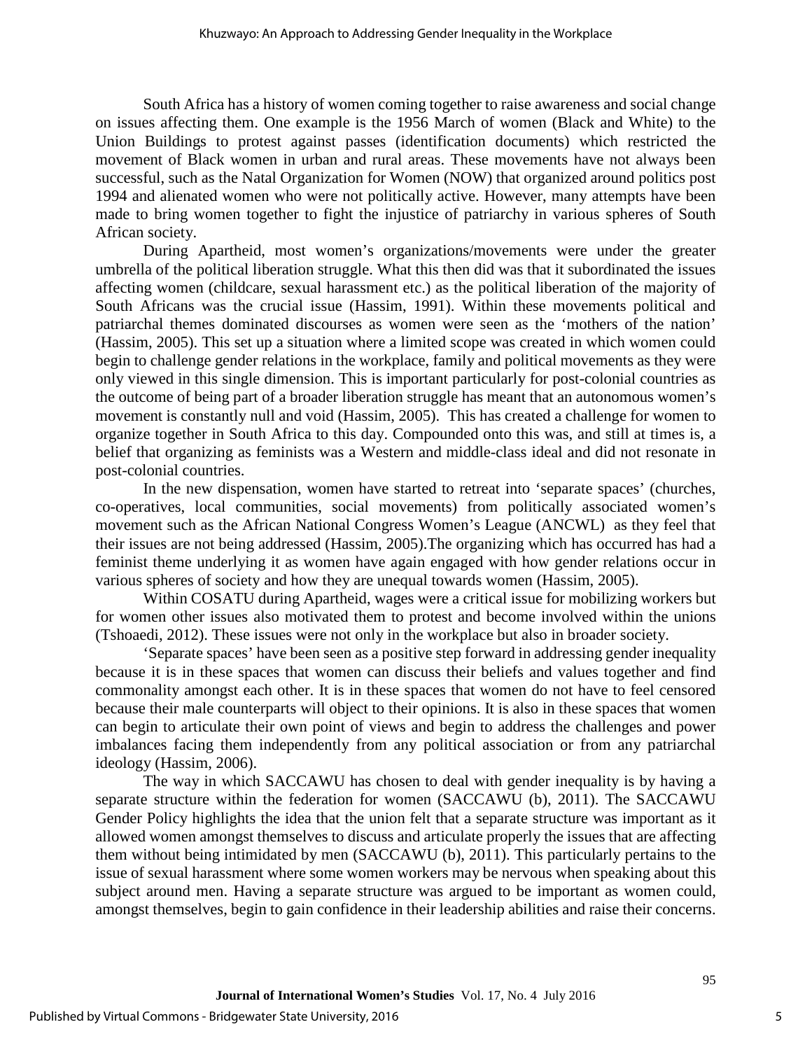South Africa has a history of women coming together to raise awareness and social change on issues affecting them. One example is the 1956 March of women (Black and White) to the Union Buildings to protest against passes (identification documents) which restricted the movement of Black women in urban and rural areas. These movements have not always been successful, such as the Natal Organization for Women (NOW) that organized around politics post 1994 and alienated women who were not politically active. However, many attempts have been made to bring women together to fight the injustice of patriarchy in various spheres of South African society.

During Apartheid, most women's organizations/movements were under the greater umbrella of the political liberation struggle. What this then did was that it subordinated the issues affecting women (childcare, sexual harassment etc.) as the political liberation of the majority of South Africans was the crucial issue (Hassim, 1991). Within these movements political and patriarchal themes dominated discourses as women were seen as the 'mothers of the nation' (Hassim, 2005). This set up a situation where a limited scope was created in which women could begin to challenge gender relations in the workplace, family and political movements as they were only viewed in this single dimension. This is important particularly for post-colonial countries as the outcome of being part of a broader liberation struggle has meant that an autonomous women's movement is constantly null and void (Hassim, 2005). This has created a challenge for women to organize together in South Africa to this day. Compounded onto this was, and still at times is, a belief that organizing as feminists was a Western and middle-class ideal and did not resonate in post-colonial countries.

In the new dispensation, women have started to retreat into 'separate spaces' (churches, co-operatives, local communities, social movements) from politically associated women's movement such as the African National Congress Women's League (ANCWL) as they feel that their issues are not being addressed (Hassim, 2005).The organizing which has occurred has had a feminist theme underlying it as women have again engaged with how gender relations occur in various spheres of society and how they are unequal towards women (Hassim, 2005).

Within COSATU during Apartheid, wages were a critical issue for mobilizing workers but for women other issues also motivated them to protest and become involved within the unions (Tshoaedi, 2012). These issues were not only in the workplace but also in broader society.

'Separate spaces' have been seen as a positive step forward in addressing gender inequality because it is in these spaces that women can discuss their beliefs and values together and find commonality amongst each other. It is in these spaces that women do not have to feel censored because their male counterparts will object to their opinions. It is also in these spaces that women can begin to articulate their own point of views and begin to address the challenges and power imbalances facing them independently from any political association or from any patriarchal ideology (Hassim, 2006).

The way in which SACCAWU has chosen to deal with gender inequality is by having a separate structure within the federation for women (SACCAWU (b), 2011). The SACCAWU Gender Policy highlights the idea that the union felt that a separate structure was important as it allowed women amongst themselves to discuss and articulate properly the issues that are affecting them without being intimidated by men (SACCAWU (b), 2011). This particularly pertains to the issue of sexual harassment where some women workers may be nervous when speaking about this subject around men. Having a separate structure was argued to be important as women could, amongst themselves, begin to gain confidence in their leadership abilities and raise their concerns.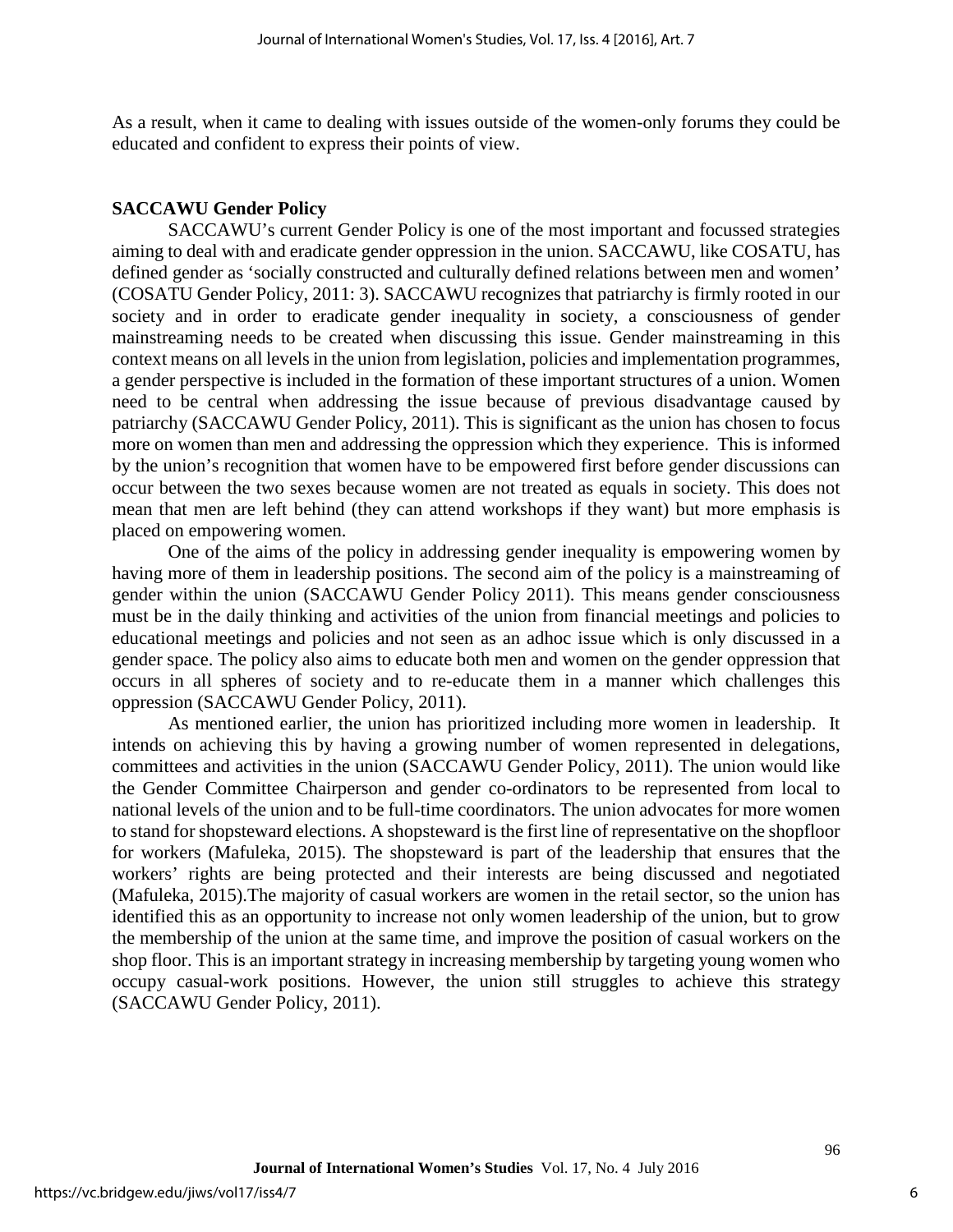As a result, when it came to dealing with issues outside of the women-only forums they could be educated and confident to express their points of view.

## SACCAWU Gender Policy

SACCAWU's current Gender Policy is one of the most important and focussed strategies aiming to deal with and eradicate gender oppression in the union. SACCAWU, like COSATU, has defined gender as 'socially constructed and culturally defined relations between men and women' (COSATU Gender Policy, 2011: 3). SACCAWU recognizes that patriarchy is firmly rooted in our society and in order to eradicate gender inequality in society, a consciousness of gender mainstreaming needs to be created when discussing this issue. Gender mainstreaming in this context means on all levels in the union from legislation, policies and implementation programmes, a gender perspective is included in the formation of these important structures of a union. Women need to be central when addressing the issue because of previous disadvantage caused by patriarchy (SACCAWU Gender Policy, 2011). This is significant as the union has chosen to focus more on women than men and addressing the oppression which they experience. This is informed by the union's recognition that women have to be empowered first before gender discussions can occur between the two sexes because women are not treated as equals in society. This does not mean that men are left behind (they can attend workshops if they want) but more emphasis is placed on empowering women.

One of the aims of the policy in addressing gender inequality is empowering women by having more of them in leadership positions. The second aim of the policy is a mainstreaming of gender within the union (SACCAWU Gender Policy 2011). This means gender consciousness must be in the daily thinking and activities of the union from financial meetings and policies to educational meetings and policies and not seen as an adhoc issue which is only discussed in a gender space. The policy also aims to educate both men and women on the gender oppression that occurs in all spheres of society and to re-educate them in a manner which challenges this oppression (SACCAWU Gender Policy, 2011).

As mentioned earlier, the union has prioritized including more women in leadership. It intends on achieving this by having a growing number of women represented in delegations, committees and activities in the union (SACCAWU Gender Policy, 2011). The union would like the Gender Committee Chairperson and gender co-ordinators to be represented from local to national levels of the union and to be full-time coordinators. The union advocates for more women to stand for shopsteward elections. A shopsteward is the first line of representative on the shopfloor for workers (Mafuleka, 2015). The shopsteward is part of the leadership that ensures that the workers' rights are being protected and their interests are being discussed and negotiated (Mafuleka, 2015).The majority of casual workers are women in the retail sector, so the union has identified this as an opportunity to increase not only women leadership of the union, but to grow the membership of the union at the same time, and improve the position of casual workers on the shop floor. This is an important strategy in increasing membership by targeting young women who occupy casual-work positions. However, the union still struggles to achieve this strategy (SACCAWU Gender Policy, 2011).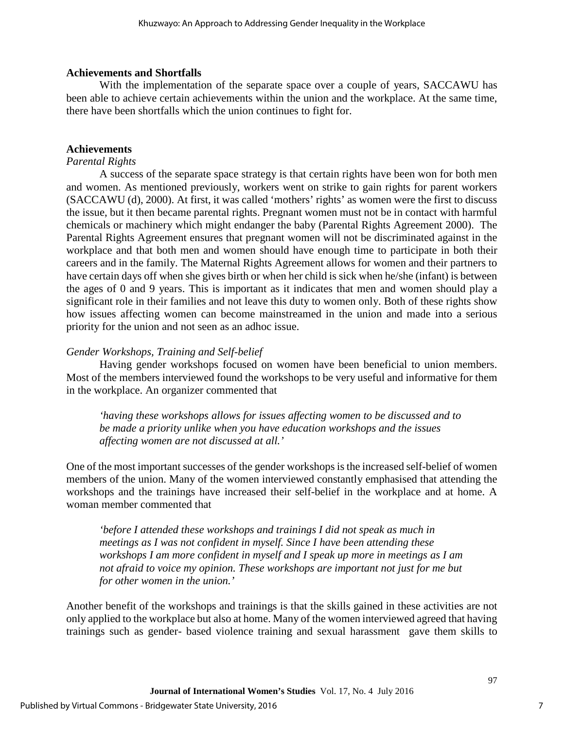## Achievements and Shortfalls

With the implementation of the separate space over a couple of years, SACCAWU has been able to achieve certain achievements within the union and the workplace. At the same time, there have been shortfalls which the union continues to fight for.

### Achievements

*Parental Rights*

A success of the separate space strategy is that certain rights have been won for both men and women. As mentioned previously, workers went on strike to gain rights for parent workers (SACCAWU (d), 2000). At first, it was called 'mothers' rights' as women were the first to discuss the issue, but it then became parental rights. Pregnant women must not be in contact with harmful chemicals or machinery which might endanger the baby (Parental Rights Agreement 2000). The Parental Rights Agreement ensures that pregnant women will not be discriminated against in the workplace and that both men and women should have enough time to participate in both their careers and in the family. The Maternal Rights Agreement allows for women and their partners to have certain days off when she gives birth or when her child is sick when he/she (infant) is between the ages of 0 and 9 years. This is important as it indicates that men and women should play a significant role in their families and not leave this duty to women only. Both of these rights show how issues affecting women can become mainstreamed in the union and made into a serious priority for the union and not seen as an adhoc issue.

*Gender Workshops, Training and Self-belief*

Having gender workshops focused on women have been beneficial to union members. Most of the members interviewed found the workshops to be very useful and informative for them in the workplace. An organizer commented that

> *'having these workshops allows for issues affecting women to be discussed and to be made a priority unlike when you have education workshops and the issues affecting women are not discussed at all.'*

One of the most important successes of the gender workshops is the increased self-belief of women members of the union. Many of the women interviewed constantly emphasised that attending the workshops and the trainings have increased their self-belief in the workplace and at home. A woman member commented that

> *'before I attended these workshops and trainings I did not speak as much in meetings as I was not confident in myself. Since I have been attending these workshops I am more confident in myself and I speak up more in meetings as I am not afraid to voice my opinion. These workshops are important not just for me but for other women in the union.'*

Another benefit of the workshops and trainings is that the skills gained in these activities are not only applied to the workplace but also at home. Many of the women interviewed agreed that having trainings such as gender- based violence training and sexual harassment gave them skills to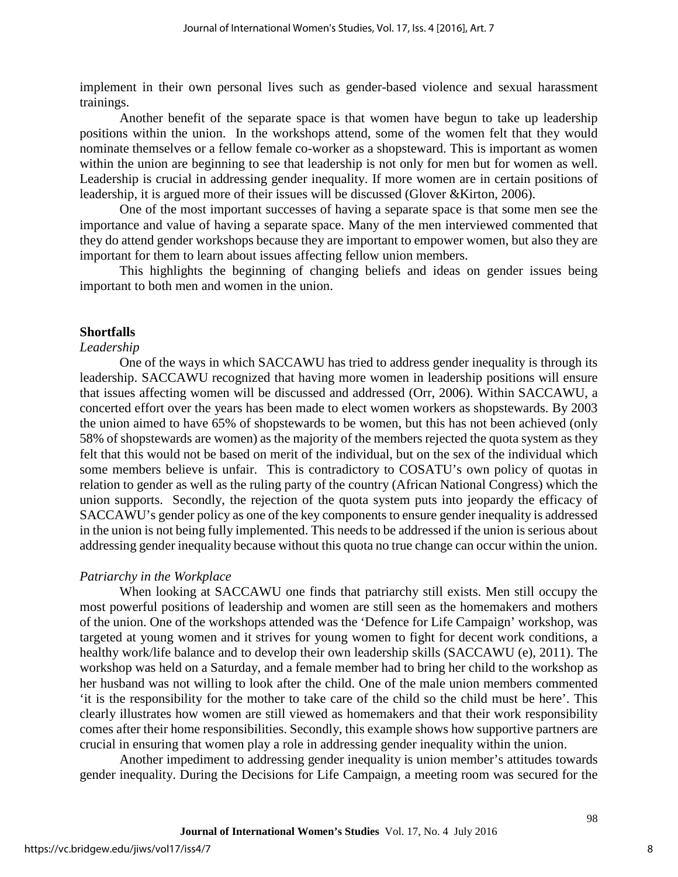implement in their own personal lives such as gender-based violence and sexual harassment trainings.

Another benefit of the separate space is that women have begun to take up leadership positions within the union. In the workshops attend, some of the women felt that they would nominate themselves or a fellow female co-worker as a shopsteward. This is important as women within the union are beginning to see that leadership is not only for men but for women as well. Leadership is crucial in addressing gender inequality. If more women are in certain positions of leadership, it is argued more of their issues will be discussed (Glover &Kirton, 2006).

One of the most important successes of having a separate space is that some men see the importance and value of having a separate space. Many of the men interviewed commented that they do attend gender workshops because they are important to empower women, but also they are important for them to learn about issues affecting fellow union members.

This highlights the beginning of changing beliefs and ideas on gender issues being important to both men and women in the union.

## Shortfalls

### *Leadership*

One of the ways in which SACCAWU has tried to address gender inequality is through its leadership. SACCAWU recognized that having more women in leadership positions will ensure that issues affecting women will be discussed and addressed (Orr, 2006). Within SACCAWU, a concerted effort over the years has been made to elect women workers as shopstewards. By 2003 the union aimed to have 65% of shopstewards to be women, but this has not been achieved (only 58% of shopstewards are women) as the majority of the members rejected the quota system as they felt that this would not be based on merit of the individual, but on the sex of the individual which some members believe is unfair. This is contradictory to COSATU's own policy of quotas in relation to gender as well as the ruling party of the country (African National Congress) which the union supports. Secondly, the rejection of the quota system puts into jeopardy the efficacy of SACCAWU's gender policy as one of the key components to ensure gender inequality is addressed in the union is not being fully implemented. This needs to be addressed if the union is serious about addressing gender inequality because without this quota no true change can occur within the union.

### *Patriarchy in the Workplace*

When looking at SACCAWU one finds that patriarchy still exists. Men still occupy the most powerful positions of leadership and women are still seen as the homemakers and mothers of the union. One of the workshops attended was the 'Defence for Life Campaign' workshop, was targeted at young women and it strives for young women to fight for decent work conditions, a healthy work/life balance and to develop their own leadership skills (SACCAWU (e), 2011). The workshop was held on a Saturday, and a female member had to bring her child to the workshop as her husband was not willing to look after the child. One of the male union members commented 'it is the responsibility for the mother to take care of the child so the child must be here'. This clearly illustrates how women are still viewed as homemakers and that their work responsibility comes after their home responsibilities. Secondly, this example shows how supportive partners are crucial in ensuring that women play a role in addressing gender inequality within the union.

Another impediment to addressing gender inequality is union member's attitudes towards gender inequality. During the Decisions for Life Campaign, a meeting room was secured for the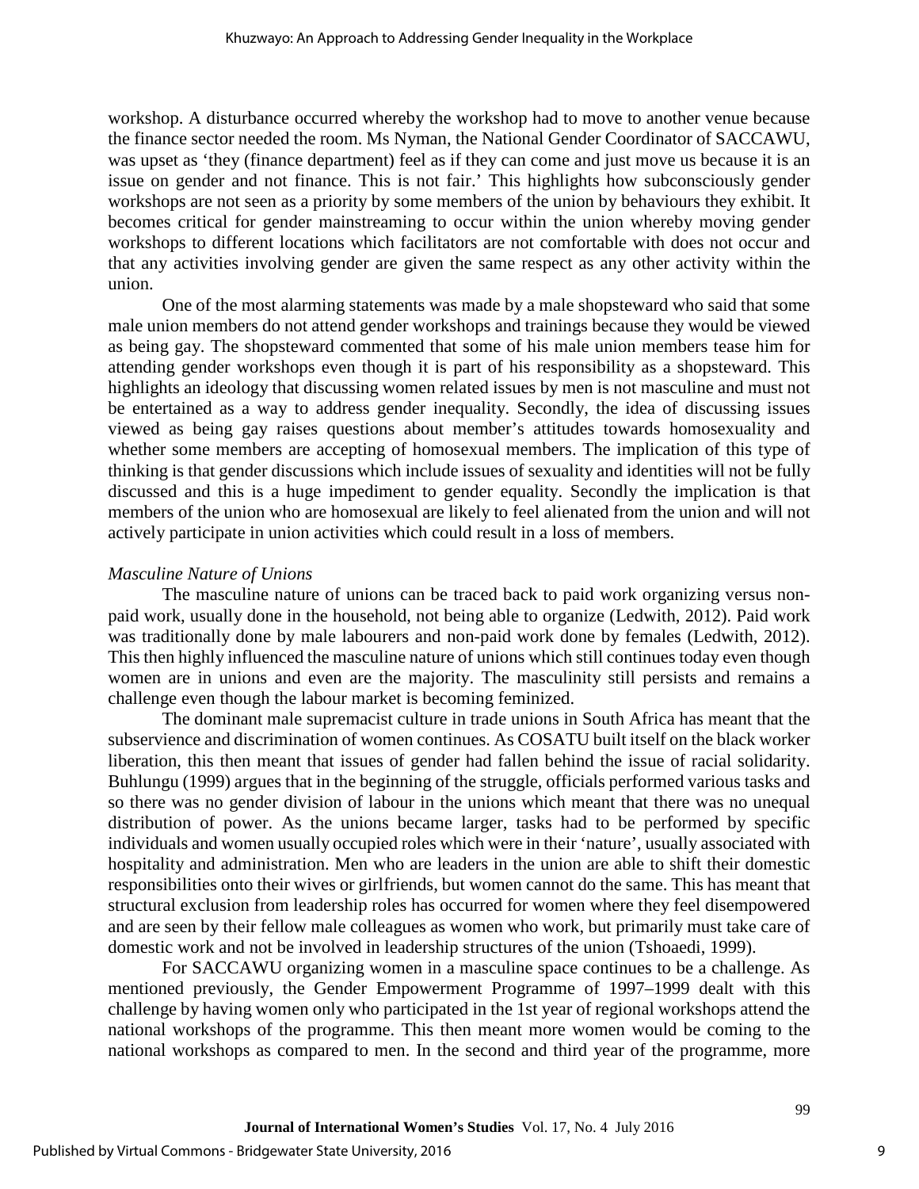workshop. A disturbance occurred whereby the workshop had to move to another venue because the finance sector needed the room. Ms Nyman, the National Gender Coordinator of SACCAWU, was upset as 'they (finance department) feel as if they can come and just move us because it is an issue on gender and not finance. This is not fair.' This highlights how subconsciously gender workshops are not seen as a priority by some members of the union by behaviours they exhibit. It becomes critical for gender mainstreaming to occur within the union whereby moving gender workshops to different locations which facilitators are not comfortable with does not occur and that any activities involving gender are given the same respect as any other activity within the union.

One of the most alarming statements was made by a male shopsteward who said that some male union members do not attend gender workshops and trainings because they would be viewed as being gay. The shopsteward commented that some of his male union members tease him for attending gender workshops even though it is part of his responsibility as a shopsteward. This highlights an ideology that discussing women related issues by men is not masculine and must not be entertained as a way to address gender inequality. Secondly, the idea of discussing issues viewed as being gay raises questions about member's attitudes towards homosexuality and whether some members are accepting of homosexual members. The implication of this type of thinking is that gender discussions which include issues of sexuality and identities will not be fully discussed and this is a huge impediment to gender equality. Secondly the implication is that members of the union who are homosexual are likely to feel alienated from the union and will not actively participate in union activities which could result in a loss of members.

*Masculine Nature of Unions*

The masculine nature of unions can be traced back to paid work organizing versus non-paid work, usually done in the household, not being able to organize (Ledwith, 2012). Paid work was traditionally done by male labourers and non-paid work done by females (Ledwith, 2012). This then highly influenced the masculine nature of unions which still continues today even though women are in unions and even are the majority. The masculinity still persists and remains a challenge even though the labour market is becoming feminized.

The dominant male supremacist culture in trade unions in South Africa has meant that the subservience and discrimination of women continues. As COSATU built itself on the black worker liberation, this then meant that issues of gender had fallen behind the issue of racial solidarity. Buhlungu (1999) argues that in the beginning of the struggle, officials performed various tasks and so there was no gender division of labour in the unions which meant that there was no unequal distribution of power. As the unions became larger, tasks had to be performed by specific individuals and women usually occupied roles which were in their 'nature', usually associated with hospitality and administration. Men who are leaders in the union are able to shift their domestic responsibilities onto their wives or girlfriends, but women cannot do the same. This has meant that structural exclusion from leadership roles has occurred for women where they feel disempowered and are seen by their fellow male colleagues as women who work, but primarily must take care of domestic work and not be involved in leadership structures of the union (Tshoaedi, 1999).

For SACCAWU organizing women in a masculine space continues to be a challenge. As mentioned previously, the Gender Empowerment Programme of 1997–1999 dealt with this challenge by having women only who participated in the 1st year of regional workshops attend the national workshops of the programme. This then meant more women would be coming to the national workshops as compared to men. In the second and third year of the programme, more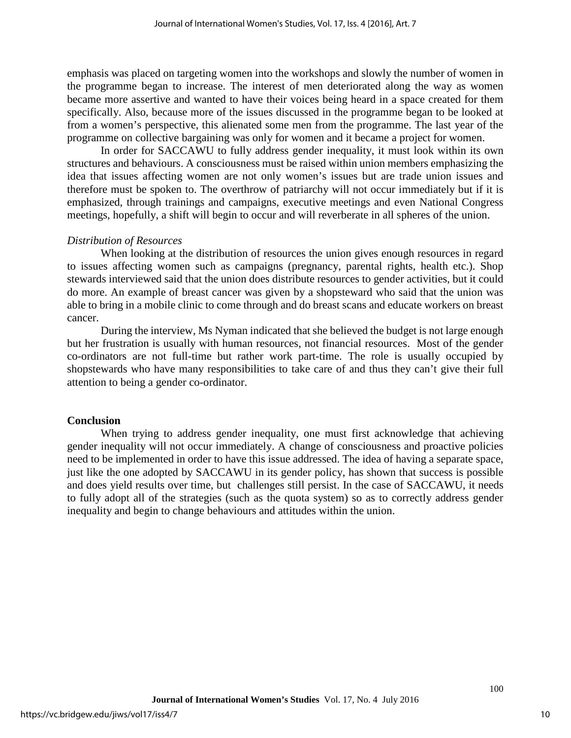emphasis was placed on targeting women into the workshops and slowly the number of women in the programme began to increase. The interest of men deteriorated along the way as women became more assertive and wanted to have their voices being heard in a space created for them specifically. Also, because more of the issues discussed in the programme began to be looked at from a women's perspective, this alienated some men from the programme. The last year of the programme on collective bargaining was only for women and it became a project for women.

In order for SACCAWU to fully address gender inequality, it must look within its own structures and behaviours. A consciousness must be raised within union members emphasizing the idea that issues affecting women are not only women's issues but are trade union issues and therefore must be spoken to. The overthrow of patriarchy will not occur immediately but if it is emphasized, through trainings and campaigns, executive meetings and even National Congress meetings, hopefully, a shift will begin to occur and will reverberate in all spheres of the union.

*Distribution of Resources*

When looking at the distribution of resources the union gives enough resources in regard to issues affecting women such as campaigns (pregnancy, parental rights, health etc.). Shop stewards interviewed said that the union does distribute resources to gender activities, but it could do more. An example of breast cancer was given by a shopsteward who said that the union was able to bring in a mobile clinic to come through and do breast scans and educate workers on breast cancer.

During the interview, Ms Nyman indicated that she believed the budget is not large enough but her frustration is usually with human resources, not financial resources. Most of the gender co-ordinators are not full-time but rather work part-time. The role is usually occupied by shopstewards who have many responsibilities to take care of and thus they can't give their full attention to being a gender co-ordinator.

## Conclusion

When trying to address gender inequality, one must first acknowledge that achieving gender inequality will not occur immediately. A change of consciousness and proactive policies need to be implemented in order to have this issue addressed. The idea of having a separate space, just like the one adopted by SACCAWU in its gender policy, has shown that success is possible and does yield results over time, but challenges still persist. In the case of SACCAWU, it needs to fully adopt all of the strategies (such as the quota system) so as to correctly address gender inequality and begin to change behaviours and attitudes within the union.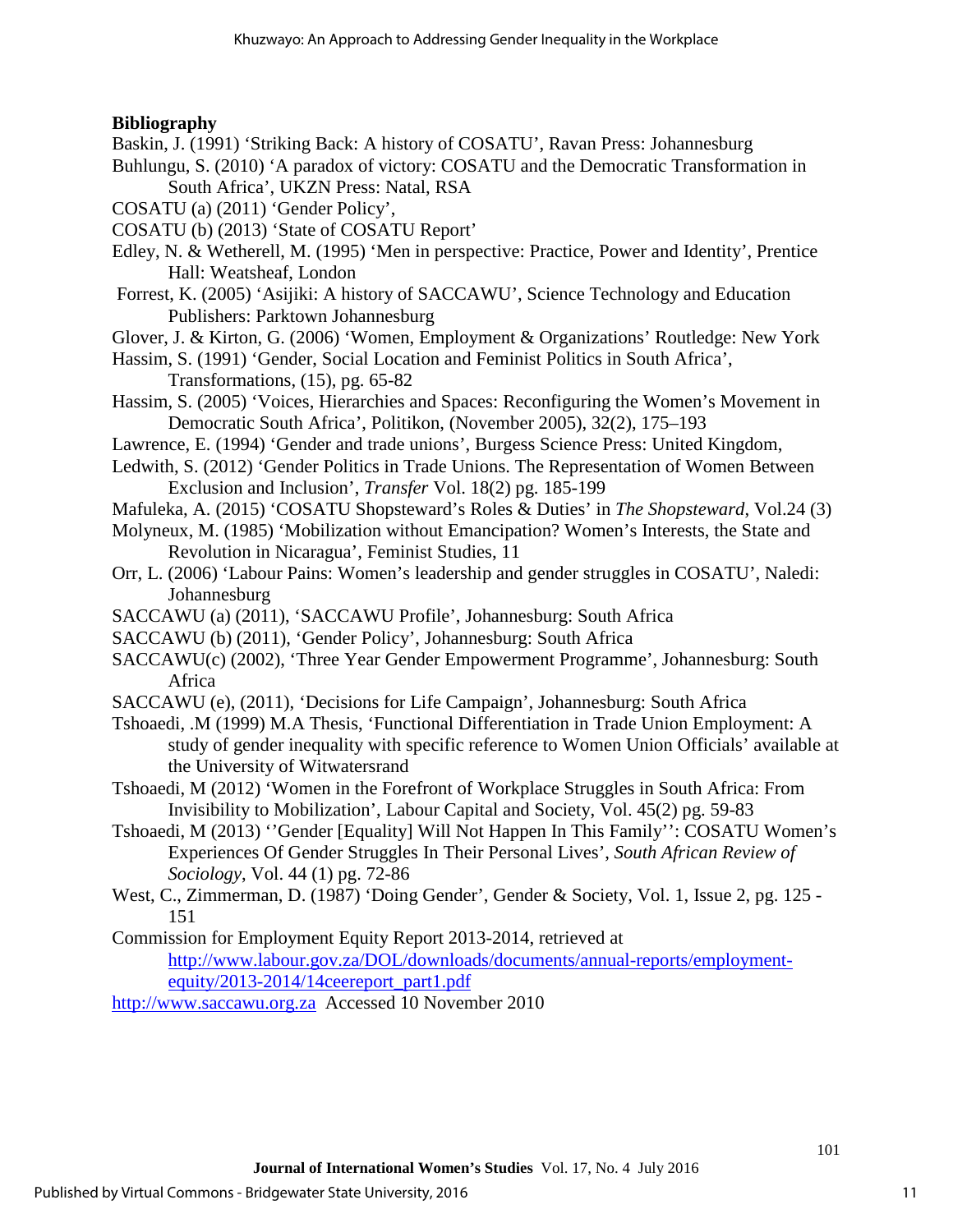**Bibliography**

Baskin, J. (1991) 'Striking Back: A history of COSATU', Ravan Press: Johannesburg

Buhlungu, S. (2010) 'A paradox of victory: COSATU and the Democratic Transformation in South Africa', UKZN Press: Natal, RSA

COSATU (a) (2011) 'Gender Policy',

COSATU (b) (2013) 'State of COSATU Report'

Edley, N. & Wetherell, M. (1995) 'Men in perspective: Practice, Power and Identity', Prentice Hall: Weatsheaf, London

Forrest, K. (2005) 'Asijiki: A history of SACCAWU', Science Technology and Education Publishers: Parktown Johannesburg

Glover, J. & Kirton, G. (2006) 'Women, Employment & Organizations' Routledge: New York

Hassim, S. (1991) 'Gender, Social Location and Feminist Politics in South Africa', Transformations, (15), pg. 65-82

Hassim, S. (2005) 'Voices, Hierarchies and Spaces: Reconfiguring the Women's Movement in Democratic South Africa', Politikon, (November 2005), 32(2), 175–193

Lawrence, E. (1994) 'Gender and trade unions', Burgess Science Press: United Kingdom,

Ledwith, S. (2012) 'Gender Politics in Trade Unions. The Representation of Women Between Exclusion and Inclusion', *Transfer* Vol. 18(2) pg. 185-199

Mafuleka, A. (2015) 'COSATU Shopsteward's Roles & Duties' in *The Shopsteward*, Vol.24 (3)

Molyneux, M. (1985) 'Mobilization without Emancipation? Women's Interests, the State and Revolution in Nicaragua', Feminist Studies, 11

Orr, L. (2006) 'Labour Pains: Women's leadership and gender struggles in COSATU', Naledi: Johannesburg

SACCAWU (a) (2011), 'SACCAWU Profile', Johannesburg: South Africa

SACCAWU (b) (2011), 'Gender Policy', Johannesburg: South Africa

SACCAWU(c) (2002), 'Three Year Gender Empowerment Programme', Johannesburg: South Africa

SACCAWU (e), (2011), 'Decisions for Life Campaign', Johannesburg: South Africa

Tshoaedi, .M (1999) M.A Thesis, 'Functional Differentiation in Trade Union Employment: A study of gender inequality with specific reference to Women Union Officials' available at the University of Witwatersrand

Tshoaedi, M (2012) 'Women in the Forefront of Workplace Struggles in South Africa: From Invisibility to Mobilization', Labour Capital and Society, Vol. 45(2) pg. 59-83

Tshoaedi, M (2013) ''Gender [Equality] Will Not Happen In This Family'': COSATU Women's Experiences Of Gender Struggles In Their Personal Lives', *South African Review of Sociology*, Vol. 44 (1) pg. 72-86

West, C., Zimmerman, D. (1987) 'Doing Gender', Gender & Society, Vol. 1, Issue 2, pg. 125 - 151

Commission for Employment Equity Report 2013-2014, retrieved at http://www.labour.gov.za/DOL/downloads/documents/annual-reports/employment-equity/2013-2014/14ceereport_part1.pdf

http://www.saccawu.org.za Accessed 10 November 2010